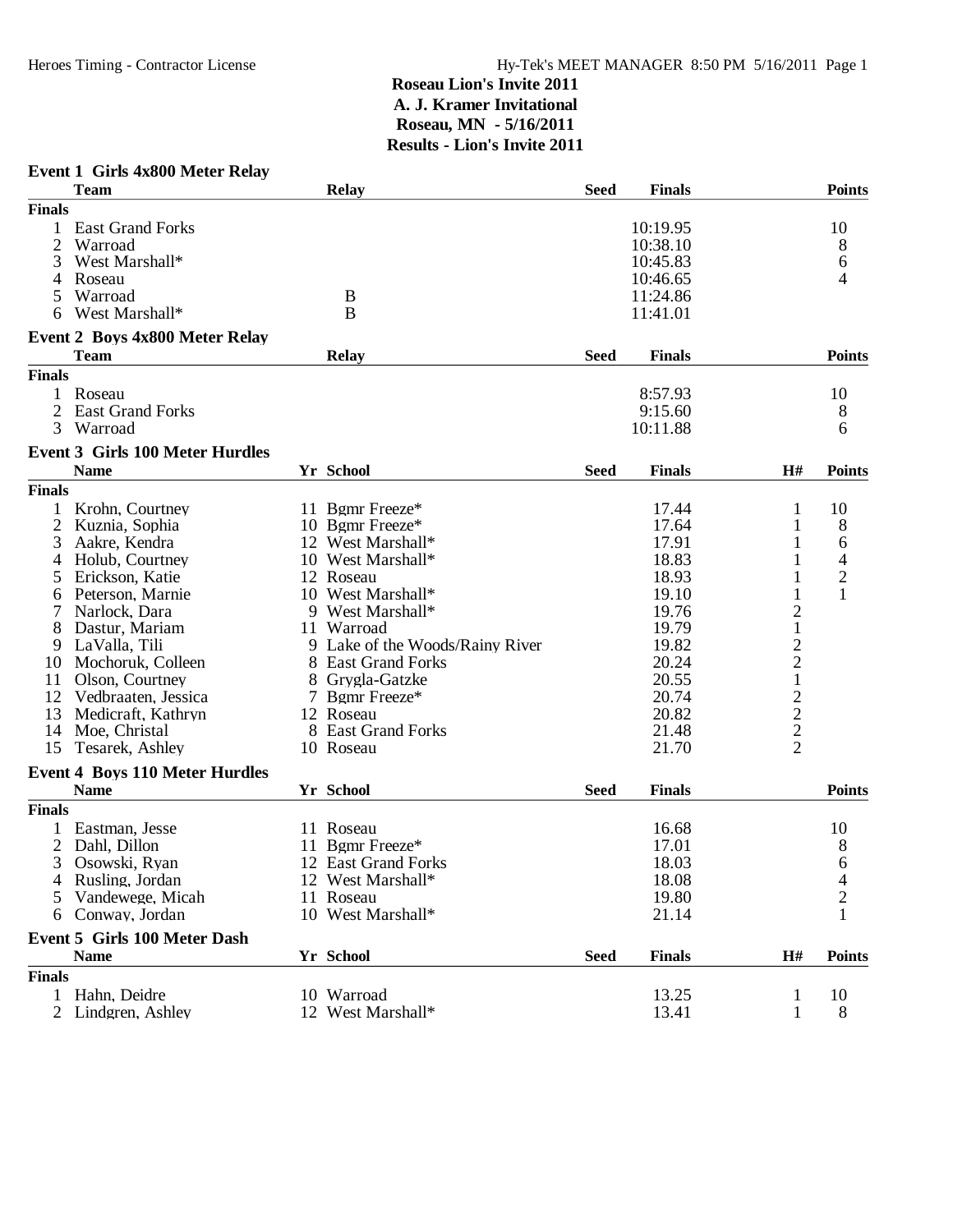# Roseau Lion's Invite 2011

## A. J. Kramer Invitational

## Roseau, MN - 5/16/2011

## Results - Lion's Invite 2011

### Event 1 Girls 4x800 Meter Relay

| | Team | Relay | Seed | Finals | Points |
|---|---|---|---|---|---|
| **Finals** | | | | | |
| 1 | East Grand Forks | | | 10:19.95 | 10 |
| 2 | Warroad | | | 10:38.10 | 8 |
| 3 | West Marshall* | | | 10:45.83 | 6 |
| 4 | Roseau | | | 10:46.65 | 4 |
| 5 | Warroad | B | | 11:24.86 | |
| 6 | West Marshall* | B | | 11:41.01 | |

### Event 2 Boys 4x800 Meter Relay

| | Team | Relay | Seed | Finals | Points |
|---|---|---|---|---|---|
| **Finals** | | | | | |
| 1 | Roseau | | | 8:57.93 | 10 |
| 2 | East Grand Forks | | | 9:15.60 | 8 |
| 3 | Warroad | | | 10:11.88 | 6 |

### Event 3 Girls 100 Meter Hurdles

| | Name | Yr | School | Seed | Finals | H# | Points |
|---|---|---|---|---|---|---|---|
| **Finals** | | | | | | | |
| 1 | Krohn, Courtney | 11 | Bgmr Freeze* | | 17.44 | 1 | 10 |
| 2 | Kuznia, Sophia | 10 | Bgmr Freeze* | | 17.64 | 1 | 8 |
| 3 | Aakre, Kendra | 12 | West Marshall* | | 17.91 | 1 | 6 |
| 4 | Holub, Courtney | 10 | West Marshall* | | 18.83 | 1 | 4 |
| 5 | Erickson, Katie | 12 | Roseau | | 18.93 | 1 | 2 |
| 6 | Peterson, Marnie | 10 | West Marshall* | | 19.10 | 1 | 1 |
| 7 | Narlock, Dara | 9 | West Marshall* | | 19.76 | 2 | |
| 8 | Dastur, Mariam | 11 | Warroad | | 19.79 | 1 | |
| 9 | LaValla, Tili | 9 | Lake of the Woods/Rainy River | | 19.82 | 2 | |
| 10 | Mochoruk, Colleen | 8 | East Grand Forks | | 20.24 | 2 | |
| 11 | Olson, Courtney | 8 | Grygla-Gatzke | | 20.55 | 1 | |
| 12 | Vedbraaten, Jessica | 7 | Bgmr Freeze* | | 20.74 | 2 | |
| 13 | Medicraft, Kathryn | 12 | Roseau | | 20.82 | 2 | |
| 14 | Moe, Christal | 8 | East Grand Forks | | 21.48 | 2 | |
| 15 | Tesarek, Ashley | 10 | Roseau | | 21.70 | 2 | |

### Event 4 Boys 110 Meter Hurdles

| | Name | Yr | School | Seed | Finals | Points |
|---|---|---|---|---|---|---|
| **Finals** | | | | | | |
| 1 | Eastman, Jesse | 11 | Roseau | | 16.68 | 10 |
| 2 | Dahl, Dillon | 11 | Bgmr Freeze* | | 17.01 | 8 |
| 3 | Osowski, Ryan | 12 | East Grand Forks | | 18.03 | 6 |
| 4 | Rusling, Jordan | 12 | West Marshall* | | 18.08 | 4 |
| 5 | Vandewege, Micah | 11 | Roseau | | 19.80 | 2 |
| 6 | Conway, Jordan | 10 | West Marshall* | | 21.14 | 1 |

### Event 5 Girls 100 Meter Dash

| | Name | Yr | School | Seed | Finals | H# | Points |
|---|---|---|---|---|---|---|---|
| **Finals** | | | | | | | |
| 1 | Hahn, Deidre | 10 | Warroad | | 13.25 | 1 | 10 |
| 2 | Lindgren, Ashley | 12 | West Marshall* | | 13.41 | 1 | 8 |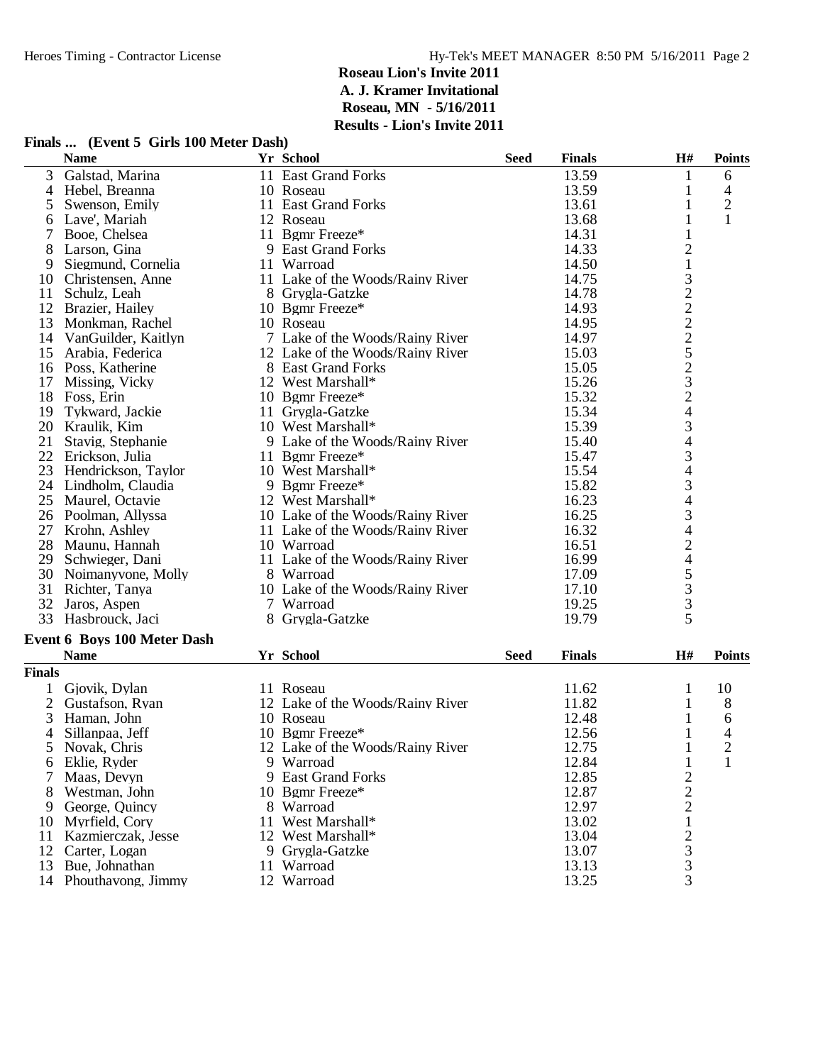**Roseau Lion's Invite 2011**
**A. J. Kramer Invitational**
**Roseau, MN - 5/16/2011**
**Results - Lion's Invite 2011**

### Finals ... (Event 5 Girls 100 Meter Dash)

| | Name | Yr | School | Seed | Finals | H# | Points |
|---|---|---|---|---|---|---|---|
| 3 | Galstad, Marina | 11 | East Grand Forks | | 13.59 | 1 | 6 |
| 4 | Hebel, Breanna | 10 | Roseau | | 13.59 | 1 | 4 |
| 5 | Swenson, Emily | 11 | East Grand Forks | | 13.61 | 1 | 2 |
| 6 | Lave', Mariah | 12 | Roseau | | 13.68 | 1 | 1 |
| 7 | Booe, Chelsea | 11 | Bgmr Freeze* | | 14.31 | 1 | |
| 8 | Larson, Gina | 9 | East Grand Forks | | 14.33 | 2 | |
| 9 | Siegmund, Cornelia | 11 | Warroad | | 14.50 | 1 | |
| 10 | Christensen, Anne | 11 | Lake of the Woods/Rainy River | | 14.75 | 3 | |
| 11 | Schulz, Leah | 8 | Grygla-Gatzke | | 14.78 | 2 | |
| 12 | Brazier, Hailey | 10 | Bgmr Freeze* | | 14.93 | 2 | |
| 13 | Monkman, Rachel | 10 | Roseau | | 14.95 | 2 | |
| 14 | VanGuilder, Kaitlyn | 7 | Lake of the Woods/Rainy River | | 14.97 | 2 | |
| 15 | Arabia, Federica | 12 | Lake of the Woods/Rainy River | | 15.03 | 5 | |
| 16 | Poss, Katherine | 8 | East Grand Forks | | 15.05 | 2 | |
| 17 | Missing, Vicky | 12 | West Marshall* | | 15.26 | 3 | |
| 18 | Foss, Erin | 10 | Bgmr Freeze* | | 15.32 | 2 | |
| 19 | Tykward, Jackie | 11 | Grygla-Gatzke | | 15.34 | 4 | |
| 20 | Kraulik, Kim | 10 | West Marshall* | | 15.39 | 3 | |
| 21 | Stavig, Stephanie | 9 | Lake of the Woods/Rainy River | | 15.40 | 4 | |
| 22 | Erickson, Julia | 11 | Bgmr Freeze* | | 15.47 | 3 | |
| 23 | Hendrickson, Taylor | 10 | West Marshall* | | 15.54 | 4 | |
| 24 | Lindholm, Claudia | 9 | Bgmr Freeze* | | 15.82 | 3 | |
| 25 | Maurel, Octavie | 12 | West Marshall* | | 16.23 | 4 | |
| 26 | Poolman, Allyssa | 10 | Lake of the Woods/Rainy River | | 16.25 | 3 | |
| 27 | Krohn, Ashley | 11 | Lake of the Woods/Rainy River | | 16.32 | 4 | |
| 28 | Maunu, Hannah | 10 | Warroad | | 16.51 | 2 | |
| 29 | Schwieger, Dani | 11 | Lake of the Woods/Rainy River | | 16.99 | 4 | |
| 30 | Noimanyvone, Molly | 8 | Warroad | | 17.09 | 5 | |
| 31 | Richter, Tanya | 10 | Lake of the Woods/Rainy River | | 17.10 | 3 | |
| 32 | Jaros, Aspen | 7 | Warroad | | 19.25 | 3 | |
| 33 | Hasbrouck, Jaci | 8 | Grygla-Gatzke | | 19.79 | 5 | |

### Event 6 Boys 100 Meter Dash

**Finals**

| | Name | Yr | School | Seed | Finals | H# | Points |
|---|---|---|---|---|---|---|---|
| 1 | Gjovik, Dylan | 11 | Roseau | | 11.62 | 1 | 10 |
| 2 | Gustafson, Ryan | 12 | Lake of the Woods/Rainy River | | 11.82 | 1 | 8 |
| 3 | Haman, John | 10 | Roseau | | 12.48 | 1 | 6 |
| 4 | Sillanpaa, Jeff | 10 | Bgmr Freeze* | | 12.56 | 1 | 4 |
| 5 | Novak, Chris | 12 | Lake of the Woods/Rainy River | | 12.75 | 1 | 2 |
| 6 | Eklie, Ryder | 9 | Warroad | | 12.84 | 1 | 1 |
| 7 | Maas, Devyn | 9 | East Grand Forks | | 12.85 | 2 | |
| 8 | Westman, John | 10 | Bgmr Freeze* | | 12.87 | 2 | |
| 9 | George, Quincy | 8 | Warroad | | 12.97 | 2 | |
| 10 | Myrfield, Cory | 11 | West Marshall* | | 13.02 | 1 | |
| 11 | Kazmierczak, Jesse | 12 | West Marshall* | | 13.04 | 2 | |
| 12 | Carter, Logan | 9 | Grygla-Gatzke | | 13.07 | 3 | |
| 13 | Bue, Johnathan | 11 | Warroad | | 13.13 | 3 | |
| 14 | Phouthavong, Jimmy | 12 | Warroad | | 13.25 | 3 | |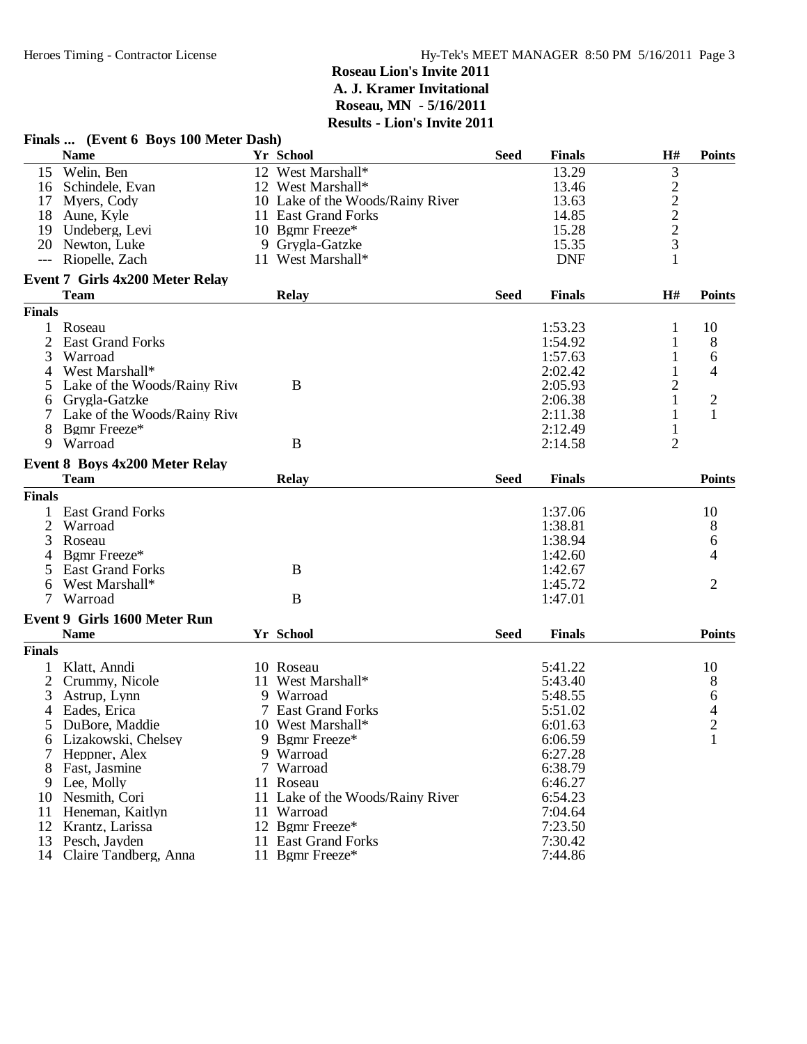# Roseau Lion's Invite 2011
## A. J. Kramer Invitational
## Roseau, MN - 5/16/2011
## Results - Lion's Invite 2011

### Finals ... (Event 6 Boys 100 Meter Dash)

| | Name | Yr | School | Seed | Finals | H# | Points |
|---|---|---|---|---|---|---|---|
| 15 | Welin, Ben | 12 | West Marshall* | | 13.29 | 3 | |
| 16 | Schindele, Evan | 12 | West Marshall* | | 13.46 | 2 | |
| 17 | Myers, Cody | 10 | Lake of the Woods/Rainy River | | 13.63 | 2 | |
| 18 | Aune, Kyle | 11 | East Grand Forks | | 14.85 | 2 | |
| 19 | Undeberg, Levi | 10 | Bgmr Freeze* | | 15.28 | 2 | |
| 20 | Newton, Luke | 9 | Grygla-Gatzke | | 15.35 | 3 | |
| --- | Riopelle, Zach | 11 | West Marshall* | | DNF | 1 | |

### Event 7 Girls 4x200 Meter Relay

| | Team | Relay | Seed | Finals | H# | Points |
|---|---|---|---|---|---|---|
| **Finals** | | | | | | |
| 1 | Roseau | | | 1:53.23 | 1 | 10 |
| 2 | East Grand Forks | | | 1:54.92 | 1 | 8 |
| 3 | Warroad | | | 1:57.63 | 1 | 6 |
| 4 | West Marshall* | | | 2:02.42 | 1 | 4 |
| 5 | Lake of the Woods/Rainy Rive | B | | 2:05.93 | 2 | |
| 6 | Grygla-Gatzke | | | 2:06.38 | 1 | 2 |
| 7 | Lake of the Woods/Rainy Rive | | | 2:11.38 | 1 | 1 |
| 8 | Bgmr Freeze* | | | 2:12.49 | 1 | |
| 9 | Warroad | B | | 2:14.58 | 2 | |

### Event 8 Boys 4x200 Meter Relay

| | Team | Relay | Seed | Finals | Points |
|---|---|---|---|---|---|
| **Finals** | | | | | |
| 1 | East Grand Forks | | | 1:37.06 | 10 |
| 2 | Warroad | | | 1:38.81 | 8 |
| 3 | Roseau | | | 1:38.94 | 6 |
| 4 | Bgmr Freeze* | | | 1:42.60 | 4 |
| 5 | East Grand Forks | B | | 1:42.67 | |
| 6 | West Marshall* | | | 1:45.72 | 2 |
| 7 | Warroad | B | | 1:47.01 | |

### Event 9 Girls 1600 Meter Run

| | Name | Yr | School | Seed | Finals | Points |
|---|---|---|---|---|---|---|
| **Finals** | | | | | | |
| 1 | Klatt, Anndi | 10 | Roseau | | 5:41.22 | 10 |
| 2 | Crummy, Nicole | 11 | West Marshall* | | 5:43.40 | 8 |
| 3 | Astrup, Lynn | 9 | Warroad | | 5:48.55 | 6 |
| 4 | Eades, Erica | 7 | East Grand Forks | | 5:51.02 | 4 |
| 5 | DuBore, Maddie | 10 | West Marshall* | | 6:01.63 | 2 |
| 6 | Lizakowski, Chelsey | 9 | Bgmr Freeze* | | 6:06.59 | 1 |
| 7 | Heppner, Alex | 9 | Warroad | | 6:27.28 | |
| 8 | Fast, Jasmine | 7 | Warroad | | 6:38.79 | |
| 9 | Lee, Molly | 11 | Roseau | | 6:46.27 | |
| 10 | Nesmith, Cori | 11 | Lake of the Woods/Rainy River | | 6:54.23 | |
| 11 | Heneman, Kaitlyn | 11 | Warroad | | 7:04.64 | |
| 12 | Krantz, Larissa | 12 | Bgmr Freeze* | | 7:23.50 | |
| 13 | Pesch, Jayden | 11 | East Grand Forks | | 7:30.42 | |
| 14 | Claire Tandberg, Anna | 11 | Bgmr Freeze* | | 7:44.86 | |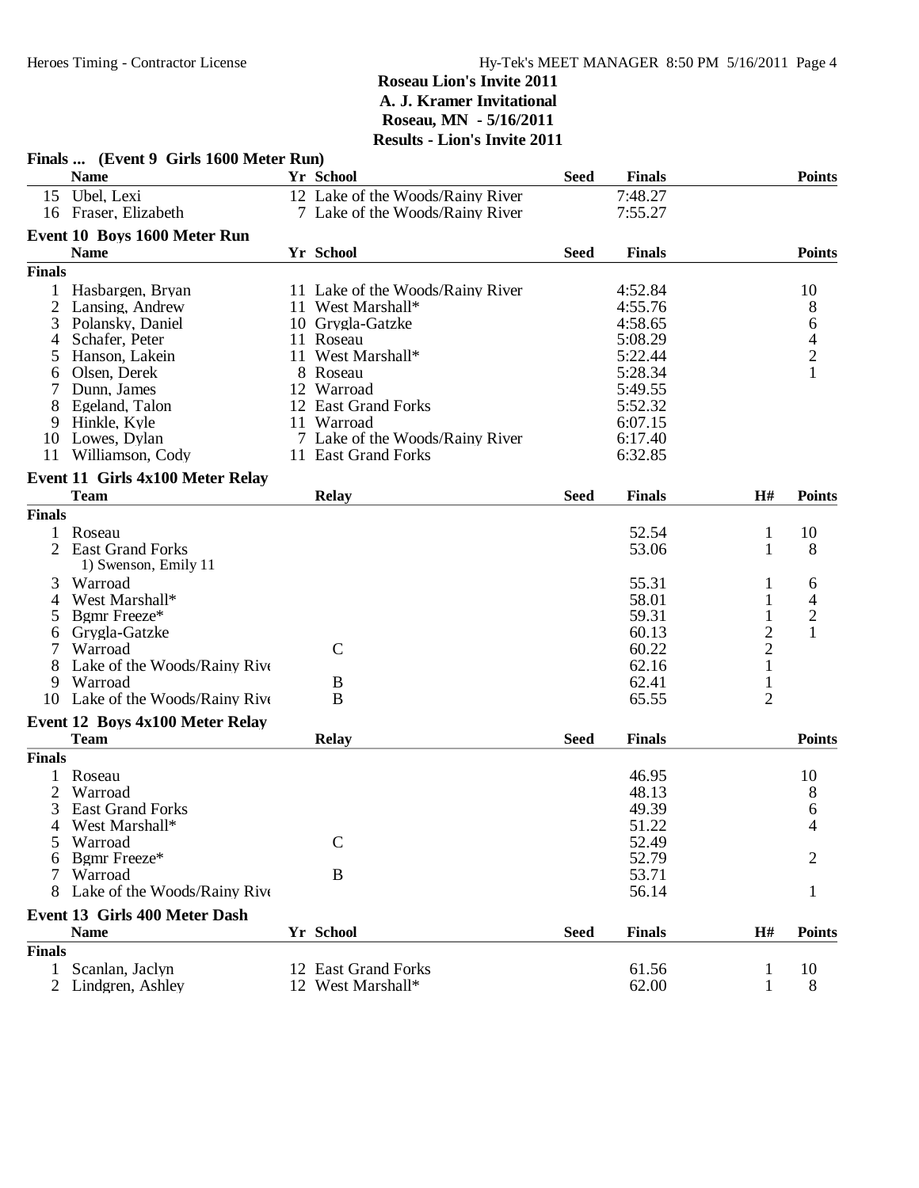# Roseau Lion's Invite 2011
## A. J. Kramer Invitational
## Roseau, MN - 5/16/2011
## Results - Lion's Invite 2011

### Finals ... (Event 9 Girls 1600 Meter Run)

| | Name | Yr | School | Seed | Finals | Points |
|---|---|---|---|---|---|---|
| 15 | Ubel, Lexi | 12 | Lake of the Woods/Rainy River | | 7:48.27 | |
| 16 | Fraser, Elizabeth | 7 | Lake of the Woods/Rainy River | | 7:55.27 | |

### Event 10 Boys 1600 Meter Run

| | Name | Yr | School | Seed | Finals | Points |
|---|---|---|---|---|---|---|
| **Finals** | | | | | | |
| 1 | Hasbargen, Bryan | 11 | Lake of the Woods/Rainy River | | 4:52.84 | 10 |
| 2 | Lansing, Andrew | 11 | West Marshall* | | 4:55.76 | 8 |
| 3 | Polansky, Daniel | 10 | Grygla-Gatzke | | 4:58.65 | 6 |
| 4 | Schafer, Peter | 11 | Roseau | | 5:08.29 | 4 |
| 5 | Hanson, Lakein | 11 | West Marshall* | | 5:22.44 | 2 |
| 6 | Olsen, Derek | 8 | Roseau | | 5:28.34 | 1 |
| 7 | Dunn, James | 12 | Warroad | | 5:49.55 | |
| 8 | Egeland, Talon | 12 | East Grand Forks | | 5:52.32 | |
| 9 | Hinkle, Kyle | 11 | Warroad | | 6:07.15 | |
| 10 | Lowes, Dylan | 7 | Lake of the Woods/Rainy River | | 6:17.40 | |
| 11 | Williamson, Cody | 11 | East Grand Forks | | 6:32.85 | |

### Event 11 Girls 4x100 Meter Relay

| | Team | Relay | Seed | Finals | H# | Points |
|---|---|---|---|---|---|---|
| **Finals** | | | | | | |
| 1 | Roseau | | | 52.54 | 1 | 10 |
| 2 | East Grand Forks | | | 53.06 | 1 | 8 |
| | 1) Swenson, Emily 11 | | | | | |
| 3 | Warroad | | | 55.31 | 1 | 6 |
| 4 | West Marshall* | | | 58.01 | 1 | 4 |
| 5 | Bgmr Freeze* | | | 59.31 | 1 | 2 |
| 6 | Grygla-Gatzke | | | 60.13 | 2 | 1 |
| 7 | Warroad | C | | 60.22 | 2 | |
| 8 | Lake of the Woods/Rainy Rive | | | 62.16 | 1 | |
| 9 | Warroad | B | | 62.41 | 1 | |
| 10 | Lake of the Woods/Rainy Rive | B | | 65.55 | 2 | |

### Event 12 Boys 4x100 Meter Relay

| | Team | Relay | Seed | Finals | Points |
|---|---|---|---|---|---|
| **Finals** | | | | | |
| 1 | Roseau | | | 46.95 | 10 |
| 2 | Warroad | | | 48.13 | 8 |
| 3 | East Grand Forks | | | 49.39 | 6 |
| 4 | West Marshall* | | | 51.22 | 4 |
| 5 | Warroad | C | | 52.49 | |
| 6 | Bgmr Freeze* | | | 52.79 | 2 |
| 7 | Warroad | B | | 53.71 | |
| 8 | Lake of the Woods/Rainy Rive | | | 56.14 | 1 |

### Event 13 Girls 400 Meter Dash

| | Name | Yr | School | Seed | Finals | H# | Points |
|---|---|---|---|---|---|---|---|
| **Finals** | | | | | | | |
| 1 | Scanlan, Jaclyn | 12 | East Grand Forks | | 61.56 | 1 | 10 |
| 2 | Lindgren, Ashley | 12 | West Marshall* | | 62.00 | 1 | 8 |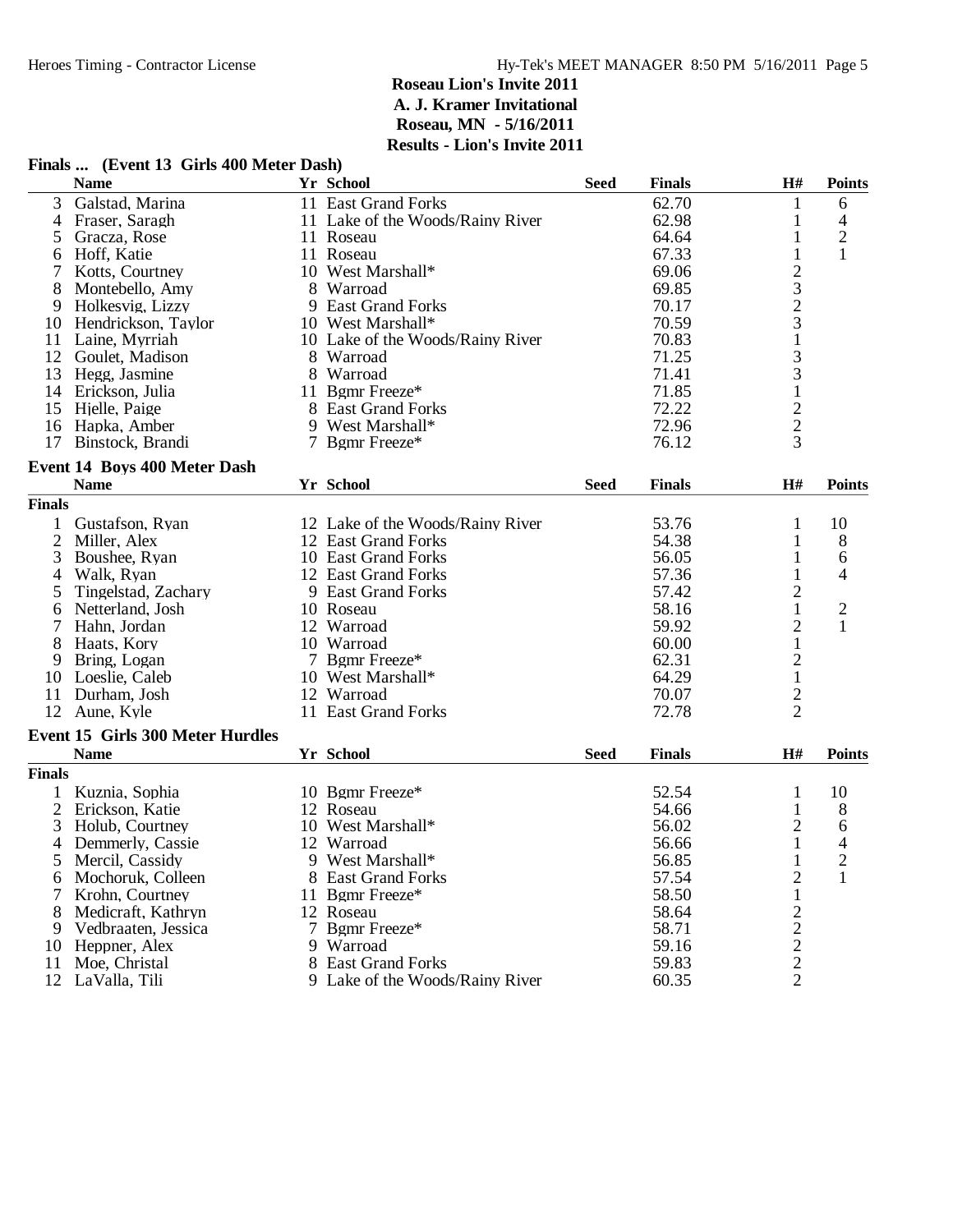**Roseau Lion's Invite 2011**
**A. J. Kramer Invitational**
**Roseau, MN - 5/16/2011**
**Results - Lion's Invite 2011**

### Finals ... (Event 13 Girls 400 Meter Dash)

| | Name | Yr | School | Seed | Finals | H# | Points |
|---|---|---|---|---|---|---|---|
| 3 | Galstad, Marina | 11 | East Grand Forks | | 62.70 | 1 | 6 |
| 4 | Fraser, Saragh | 11 | Lake of the Woods/Rainy River | | 62.98 | 1 | 4 |
| 5 | Gracza, Rose | 11 | Roseau | | 64.64 | 1 | 2 |
| 6 | Hoff, Katie | 11 | Roseau | | 67.33 | 1 | 1 |
| 7 | Kotts, Courtney | 10 | West Marshall* | | 69.06 | 2 | |
| 8 | Montebello, Amy | 8 | Warroad | | 69.85 | 3 | |
| 9 | Holkesvig, Lizzy | 9 | East Grand Forks | | 70.17 | 2 | |
| 10 | Hendrickson, Taylor | 10 | West Marshall* | | 70.59 | 3 | |
| 11 | Laine, Myrriah | 10 | Lake of the Woods/Rainy River | | 70.83 | 1 | |
| 12 | Goulet, Madison | 8 | Warroad | | 71.25 | 3 | |
| 13 | Hegg, Jasmine | 8 | Warroad | | 71.41 | 3 | |
| 14 | Erickson, Julia | 11 | Bgmr Freeze* | | 71.85 | 1 | |
| 15 | Hjelle, Paige | 8 | East Grand Forks | | 72.22 | 2 | |
| 16 | Hapka, Amber | 9 | West Marshall* | | 72.96 | 2 | |
| 17 | Binstock, Brandi | 7 | Bgmr Freeze* | | 76.12 | 3 | |

### Event 14 Boys 400 Meter Dash

| | Name | Yr | School | Seed | Finals | H# | Points |
|---|---|---|---|---|---|---|---|
| **Finals** | | | | | | | |
| 1 | Gustafson, Ryan | 12 | Lake of the Woods/Rainy River | | 53.76 | 1 | 10 |
| 2 | Miller, Alex | 12 | East Grand Forks | | 54.38 | 1 | 8 |
| 3 | Boushee, Ryan | 10 | East Grand Forks | | 56.05 | 1 | 6 |
| 4 | Walk, Ryan | 12 | East Grand Forks | | 57.36 | 1 | 4 |
| 5 | Tingelstad, Zachary | 9 | East Grand Forks | | 57.42 | 2 | |
| 6 | Netterland, Josh | 10 | Roseau | | 58.16 | 1 | 2 |
| 7 | Hahn, Jordan | 12 | Warroad | | 59.92 | 2 | 1 |
| 8 | Haats, Kory | 10 | Warroad | | 60.00 | 1 | |
| 9 | Bring, Logan | 7 | Bgmr Freeze* | | 62.31 | 2 | |
| 10 | Loeslie, Caleb | 10 | West Marshall* | | 64.29 | 1 | |
| 11 | Durham, Josh | 12 | Warroad | | 70.07 | 2 | |
| 12 | Aune, Kyle | 11 | East Grand Forks | | 72.78 | 2 | |

### Event 15 Girls 300 Meter Hurdles

| | Name | Yr | School | Seed | Finals | H# | Points |
|---|---|---|---|---|---|---|---|
| **Finals** | | | | | | | |
| 1 | Kuznia, Sophia | 10 | Bgmr Freeze* | | 52.54 | 1 | 10 |
| 2 | Erickson, Katie | 12 | Roseau | | 54.66 | 1 | 8 |
| 3 | Holub, Courtney | 10 | West Marshall* | | 56.02 | 2 | 6 |
| 4 | Demmerly, Cassie | 12 | Warroad | | 56.66 | 1 | 4 |
| 5 | Mercil, Cassidy | 9 | West Marshall* | | 56.85 | 1 | 2 |
| 6 | Mochoruk, Colleen | 8 | East Grand Forks | | 57.54 | 2 | 1 |
| 7 | Krohn, Courtney | 11 | Bgmr Freeze* | | 58.50 | 1 | |
| 8 | Medicraft, Kathryn | 12 | Roseau | | 58.64 | 2 | |
| 9 | Vedbraaten, Jessica | 7 | Bgmr Freeze* | | 58.71 | 2 | |
| 10 | Heppner, Alex | 9 | Warroad | | 59.16 | 2 | |
| 11 | Moe, Christal | 8 | East Grand Forks | | 59.83 | 2 | |
| 12 | LaValla, Tili | 9 | Lake of the Woods/Rainy River | | 60.35 | 2 | |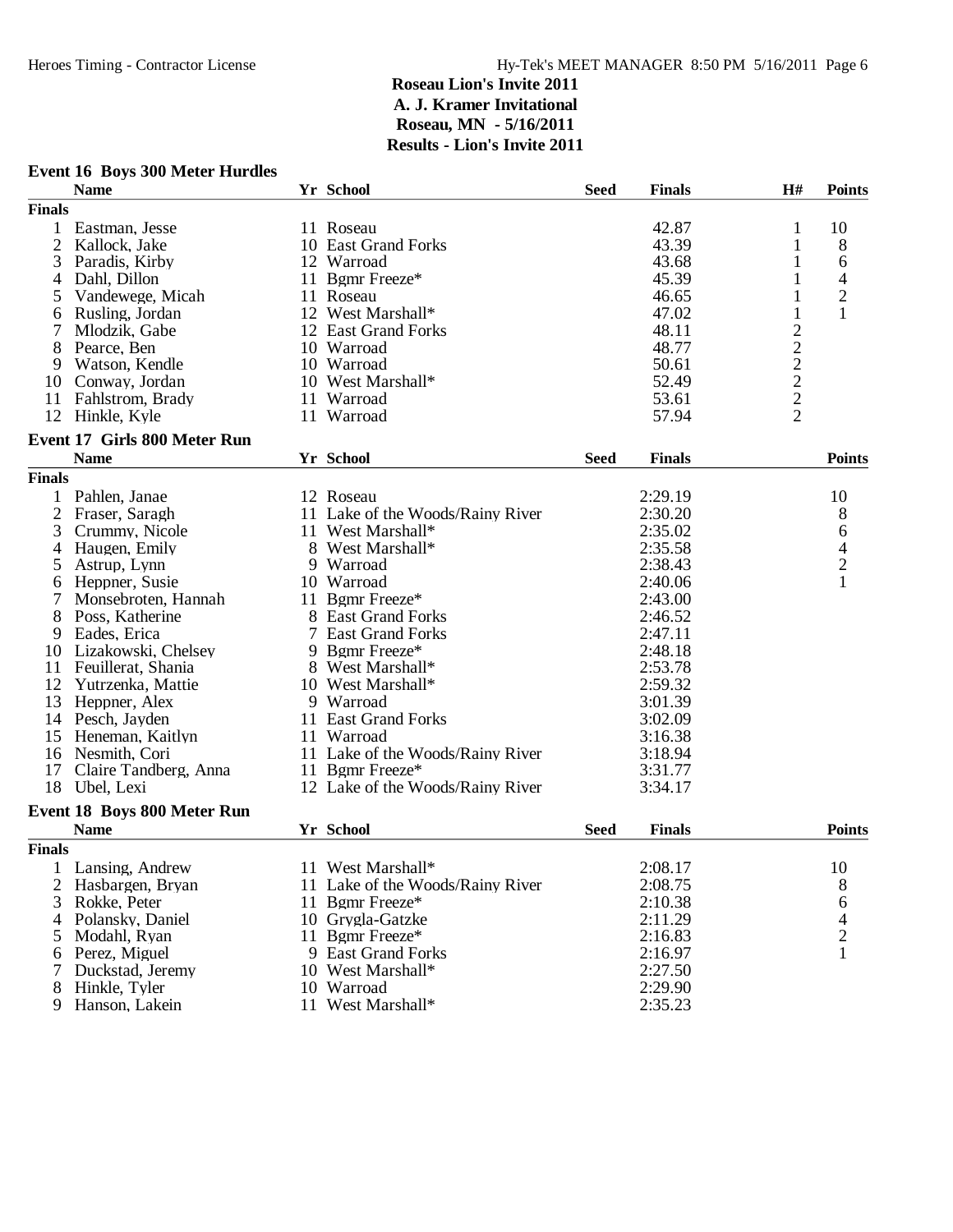**Roseau Lion's Invite 2011**
**A. J. Kramer Invitational**
**Roseau, MN - 5/16/2011**
**Results - Lion's Invite 2011**

### Event 16 Boys 300 Meter Hurdles

| | Name | Yr | School | Seed | Finals | H# | Points |
|---|---|---|---|---|---|---|---|
| **Finals** | | | | | | | |
| 1 | Eastman, Jesse | 11 | Roseau | | 42.87 | 1 | 10 |
| 2 | Kallock, Jake | 10 | East Grand Forks | | 43.39 | 1 | 8 |
| 3 | Paradis, Kirby | 12 | Warroad | | 43.68 | 1 | 6 |
| 4 | Dahl, Dillon | 11 | Bgmr Freeze* | | 45.39 | 1 | 4 |
| 5 | Vandewege, Micah | 11 | Roseau | | 46.65 | 1 | 2 |
| 6 | Rusling, Jordan | 12 | West Marshall* | | 47.02 | 1 | 1 |
| 7 | Mlodzik, Gabe | 12 | East Grand Forks | | 48.11 | 2 | |
| 8 | Pearce, Ben | 10 | Warroad | | 48.77 | 2 | |
| 9 | Watson, Kendle | 10 | Warroad | | 50.61 | 2 | |
| 10 | Conway, Jordan | 10 | West Marshall* | | 52.49 | 2 | |
| 11 | Fahlstrom, Brady | 11 | Warroad | | 53.61 | 2 | |
| 12 | Hinkle, Kyle | 11 | Warroad | | 57.94 | 2 | |

### Event 17 Girls 800 Meter Run

| | Name | Yr | School | Seed | Finals | Points |
|---|---|---|---|---|---|---|
| **Finals** | | | | | | |
| 1 | Pahlen, Janae | 12 | Roseau | | 2:29.19 | 10 |
| 2 | Fraser, Saragh | 11 | Lake of the Woods/Rainy River | | 2:30.20 | 8 |
| 3 | Crummy, Nicole | 11 | West Marshall* | | 2:35.02 | 6 |
| 4 | Haugen, Emily | 8 | West Marshall* | | 2:35.58 | 4 |
| 5 | Astrup, Lynn | 9 | Warroad | | 2:38.43 | 2 |
| 6 | Heppner, Susie | 10 | Warroad | | 2:40.06 | 1 |
| 7 | Monsebroten, Hannah | 11 | Bgmr Freeze* | | 2:43.00 | |
| 8 | Poss, Katherine | 8 | East Grand Forks | | 2:46.52 | |
| 9 | Eades, Erica | 7 | East Grand Forks | | 2:47.11 | |
| 10 | Lizakowski, Chelsey | 9 | Bgmr Freeze* | | 2:48.18 | |
| 11 | Feuillerat, Shania | 8 | West Marshall* | | 2:53.78 | |
| 12 | Yutrzenka, Mattie | 10 | West Marshall* | | 2:59.32 | |
| 13 | Heppner, Alex | 9 | Warroad | | 3:01.39 | |
| 14 | Pesch, Jayden | 11 | East Grand Forks | | 3:02.09 | |
| 15 | Heneman, Kaitlyn | 11 | Warroad | | 3:16.38 | |
| 16 | Nesmith, Cori | 11 | Lake of the Woods/Rainy River | | 3:18.94 | |
| 17 | Claire Tandberg, Anna | 11 | Bgmr Freeze* | | 3:31.77 | |
| 18 | Ubel, Lexi | 12 | Lake of the Woods/Rainy River | | 3:34.17 | |

### Event 18 Boys 800 Meter Run

| | Name | Yr | School | Seed | Finals | Points |
|---|---|---|---|---|---|---|
| **Finals** | | | | | | |
| 1 | Lansing, Andrew | 11 | West Marshall* | | 2:08.17 | 10 |
| 2 | Hasbargen, Bryan | 11 | Lake of the Woods/Rainy River | | 2:08.75 | 8 |
| 3 | Rokke, Peter | 11 | Bgmr Freeze* | | 2:10.38 | 6 |
| 4 | Polansky, Daniel | 10 | Grygla-Gatzke | | 2:11.29 | 4 |
| 5 | Modahl, Ryan | 11 | Bgmr Freeze* | | 2:16.83 | 2 |
| 6 | Perez, Miguel | 9 | East Grand Forks | | 2:16.97 | 1 |
| 7 | Duckstad, Jeremy | 10 | West Marshall* | | 2:27.50 | |
| 8 | Hinkle, Tyler | 10 | Warroad | | 2:29.90 | |
| 9 | Hanson, Lakein | 11 | West Marshall* | | 2:35.23 | |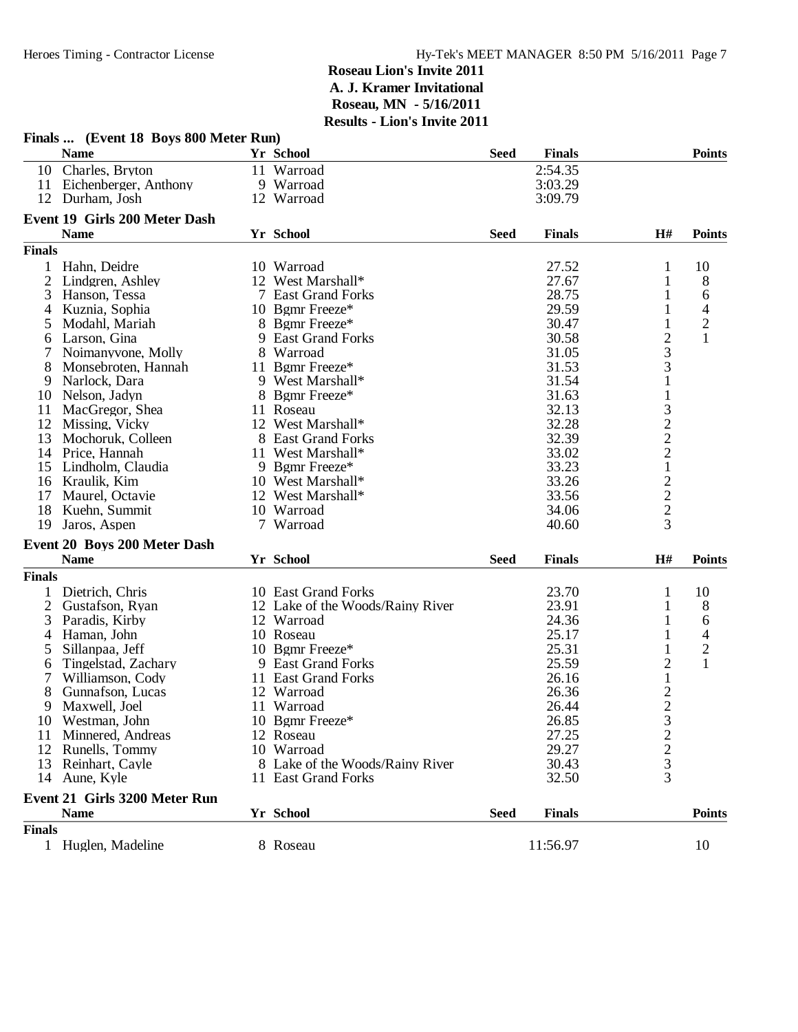**Roseau Lion's Invite 2011**
**A. J. Kramer Invitational**
**Roseau, MN - 5/16/2011**
**Results - Lion's Invite 2011**

### Finals ... (Event 18 Boys 800 Meter Run)

| | Name | Yr | School | Seed | Finals | Points |
|---|---|---|---|---|---|---|
| 10 | Charles, Bryton | 11 | Warroad | | 2:54.35 | |
| 11 | Eichenberger, Anthony | 9 | Warroad | | 3:03.29 | |
| 12 | Durham, Josh | 12 | Warroad | | 3:09.79 | |

### Event 19 Girls 200 Meter Dash

| | Name | Yr | School | Seed | Finals | H# | Points |
|---|---|---|---|---|---|---|---|
| **Finals** | | | | | | | |
| 1 | Hahn, Deidre | 10 | Warroad | | 27.52 | 1 | 10 |
| 2 | Lindgren, Ashley | 12 | West Marshall* | | 27.67 | 1 | 8 |
| 3 | Hanson, Tessa | 7 | East Grand Forks | | 28.75 | 1 | 6 |
| 4 | Kuznia, Sophia | 10 | Bgmr Freeze* | | 29.59 | 1 | 4 |
| 5 | Modahl, Mariah | 8 | Bgmr Freeze* | | 30.47 | 1 | 2 |
| 6 | Larson, Gina | 9 | East Grand Forks | | 30.58 | 2 | 1 |
| 7 | Noimanyvone, Molly | 8 | Warroad | | 31.05 | 3 | |
| 8 | Monsebroten, Hannah | 11 | Bgmr Freeze* | | 31.53 | 3 | |
| 9 | Narlock, Dara | 9 | West Marshall* | | 31.54 | 1 | |
| 10 | Nelson, Jadyn | 8 | Bgmr Freeze* | | 31.63 | 1 | |
| 11 | MacGregor, Shea | 11 | Roseau | | 32.13 | 3 | |
| 12 | Missing, Vicky | 12 | West Marshall* | | 32.28 | 2 | |
| 13 | Mochoruk, Colleen | 8 | East Grand Forks | | 32.39 | 2 | |
| 14 | Price, Hannah | 11 | West Marshall* | | 33.02 | 2 | |
| 15 | Lindholm, Claudia | 9 | Bgmr Freeze* | | 33.23 | 1 | |
| 16 | Kraulik, Kim | 10 | West Marshall* | | 33.26 | 2 | |
| 17 | Maurel, Octavie | 12 | West Marshall* | | 33.56 | 2 | |
| 18 | Kuehn, Summit | 10 | Warroad | | 34.06 | 2 | |
| 19 | Jaros, Aspen | 7 | Warroad | | 40.60 | 3 | |

### Event 20 Boys 200 Meter Dash

| | Name | Yr | School | Seed | Finals | H# | Points |
|---|---|---|---|---|---|---|---|
| **Finals** | | | | | | | |
| 1 | Dietrich, Chris | 10 | East Grand Forks | | 23.70 | 1 | 10 |
| 2 | Gustafson, Ryan | 12 | Lake of the Woods/Rainy River | | 23.91 | 1 | 8 |
| 3 | Paradis, Kirby | 12 | Warroad | | 24.36 | 1 | 6 |
| 4 | Haman, John | 10 | Roseau | | 25.17 | 1 | 4 |
| 5 | Sillanpaa, Jeff | 10 | Bgmr Freeze* | | 25.31 | 1 | 2 |
| 6 | Tingelstad, Zachary | 9 | East Grand Forks | | 25.59 | 2 | 1 |
| 7 | Williamson, Cody | 11 | East Grand Forks | | 26.16 | 1 | |
| 8 | Gunnafson, Lucas | 12 | Warroad | | 26.36 | 2 | |
| 9 | Maxwell, Joel | 11 | Warroad | | 26.44 | 2 | |
| 10 | Westman, John | 10 | Bgmr Freeze* | | 26.85 | 3 | |
| 11 | Minnered, Andreas | 12 | Roseau | | 27.25 | 2 | |
| 12 | Runells, Tommy | 10 | Warroad | | 29.27 | 2 | |
| 13 | Reinhart, Cayle | 8 | Lake of the Woods/Rainy River | | 30.43 | 3 | |
| 14 | Aune, Kyle | 11 | East Grand Forks | | 32.50 | 3 | |

### Event 21 Girls 3200 Meter Run

| | Name | Yr | School | Seed | Finals | Points |
|---|---|---|---|---|---|---|
| **Finals** | | | | | | |
| 1 | Huglen, Madeline | 8 | Roseau | | 11:56.97 | 10 |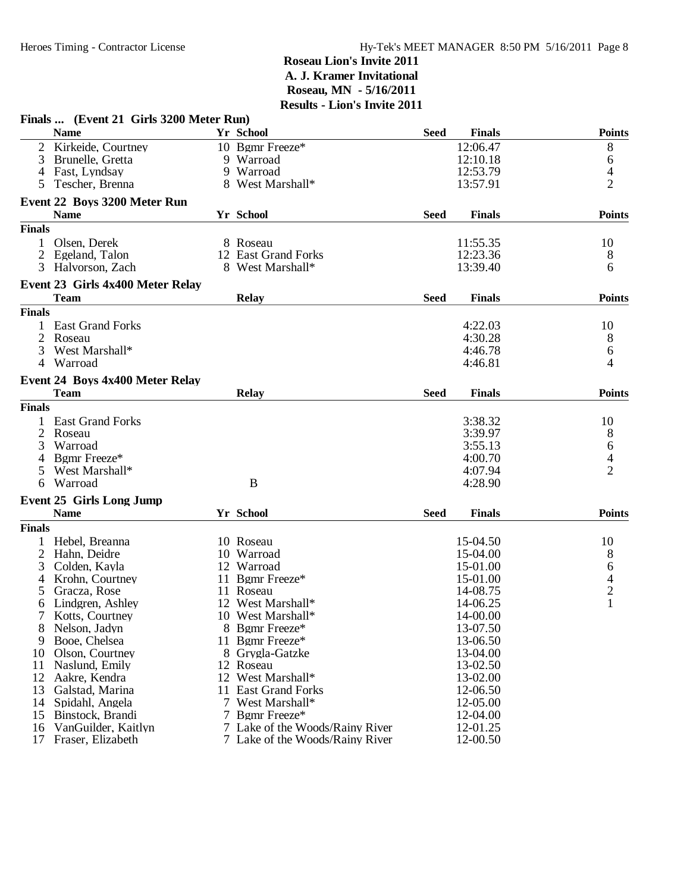**Roseau Lion's Invite 2011**
**A. J. Kramer Invitational**
**Roseau, MN - 5/16/2011**
**Results - Lion's Invite 2011**

### Finals ... (Event 21 Girls 3200 Meter Run)

| | Name | Yr | School | Seed | Finals | Points |
|---|---|---|---|---|---|---|
| 2 | Kirkeide, Courtney | 10 | Bgmr Freeze* | | 12:06.47 | 8 |
| 3 | Brunelle, Gretta | 9 | Warroad | | 12:10.18 | 6 |
| 4 | Fast, Lyndsay | 9 | Warroad | | 12:53.79 | 4 |
| 5 | Tescher, Brenna | 8 | West Marshall* | | 13:57.91 | 2 |

### Event 22 Boys 3200 Meter Run

| | Name | Yr | School | Seed | Finals | Points |
|---|---|---|---|---|---|---|
| **Finals** | | | | | | |
| 1 | Olsen, Derek | 8 | Roseau | | 11:55.35 | 10 |
| 2 | Egeland, Talon | 12 | East Grand Forks | | 12:23.36 | 8 |
| 3 | Halvorson, Zach | 8 | West Marshall* | | 13:39.40 | 6 |

### Event 23 Girls 4x400 Meter Relay

| | Team | Relay | Seed | Finals | Points |
|---|---|---|---|---|---|
| **Finals** | | | | | |
| 1 | East Grand Forks | | | 4:22.03 | 10 |
| 2 | Roseau | | | 4:30.28 | 8 |
| 3 | West Marshall* | | | 4:46.78 | 6 |
| 4 | Warroad | | | 4:46.81 | 4 |

### Event 24 Boys 4x400 Meter Relay

| | Team | Relay | Seed | Finals | Points |
|---|---|---|---|---|---|
| **Finals** | | | | | |
| 1 | East Grand Forks | | | 3:38.32 | 10 |
| 2 | Roseau | | | 3:39.97 | 8 |
| 3 | Warroad | | | 3:55.13 | 6 |
| 4 | Bgmr Freeze* | | | 4:00.70 | 4 |
| 5 | West Marshall* | | | 4:07.94 | 2 |
| 6 | Warroad | B | | 4:28.90 | |

### Event 25 Girls Long Jump

| | Name | Yr | School | Seed | Finals | Points |
|---|---|---|---|---|---|---|
| **Finals** | | | | | | |
| 1 | Hebel, Breanna | 10 | Roseau | | 15-04.50 | 10 |
| 2 | Hahn, Deidre | 10 | Warroad | | 15-04.00 | 8 |
| 3 | Colden, Kayla | 12 | Warroad | | 15-01.00 | 6 |
| 4 | Krohn, Courtney | 11 | Bgmr Freeze* | | 15-01.00 | 4 |
| 5 | Gracza, Rose | 11 | Roseau | | 14-08.75 | 2 |
| 6 | Lindgren, Ashley | 12 | West Marshall* | | 14-06.25 | 1 |
| 7 | Kotts, Courtney | 10 | West Marshall* | | 14-00.00 | |
| 8 | Nelson, Jadyn | 8 | Bgmr Freeze* | | 13-07.50 | |
| 9 | Booe, Chelsea | 11 | Bgmr Freeze* | | 13-06.50 | |
| 10 | Olson, Courtney | 8 | Grygla-Gatzke | | 13-04.00 | |
| 11 | Naslund, Emily | 12 | Roseau | | 13-02.50 | |
| 12 | Aakre, Kendra | 12 | West Marshall* | | 13-02.00 | |
| 13 | Galstad, Marina | 11 | East Grand Forks | | 12-06.50 | |
| 14 | Spidahl, Angela | 7 | West Marshall* | | 12-05.00 | |
| 15 | Binstock, Brandi | 7 | Bgmr Freeze* | | 12-04.00 | |
| 16 | VanGuilder, Kaitlyn | 7 | Lake of the Woods/Rainy River | | 12-01.25 | |
| 17 | Fraser, Elizabeth | 7 | Lake of the Woods/Rainy River | | 12-00.50 | |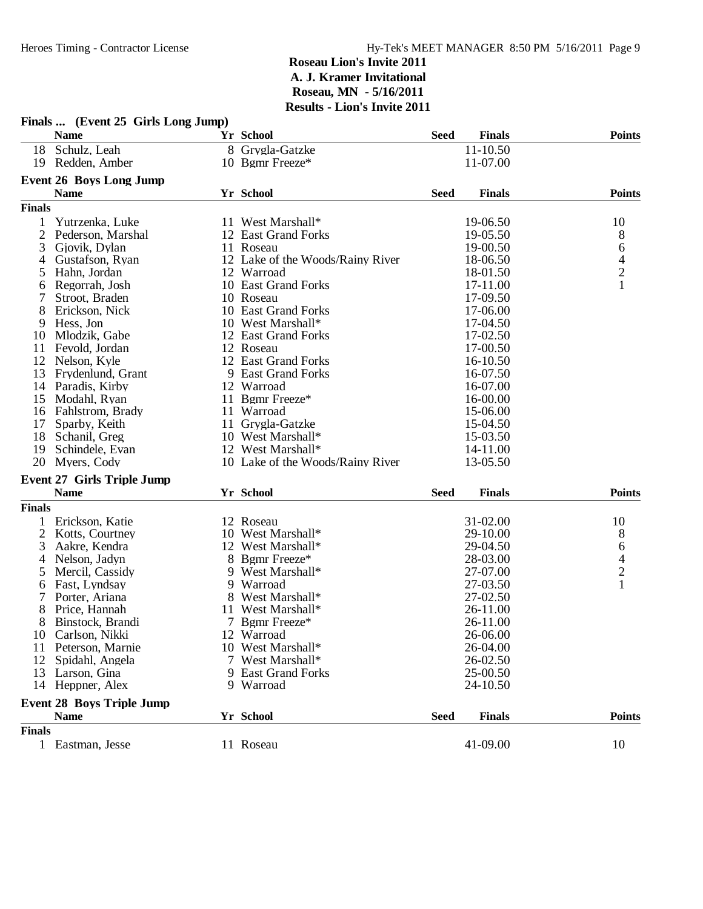## Roseau Lion's Invite 2011
## A. J. Kramer Invitational
## Roseau, MN - 5/16/2011
## Results - Lion's Invite 2011

### Finals ... (Event 25 Girls Long Jump)

| | Name | Yr | School | Seed | Finals | Points |
|---|---|---|---|---|---|---|
| 18 | Schulz, Leah | 8 | Grygla-Gatzke | | 11-10.50 | |
| 19 | Redden, Amber | 10 | Bgmr Freeze* | | 11-07.00 | |

### Event 26 Boys Long Jump

**Finals**

| | Name | Yr | School | Seed | Finals | Points |
|---|---|---|---|---|---|---|
| 1 | Yutrzenka, Luke | 11 | West Marshall* | | 19-06.50 | 10 |
| 2 | Pederson, Marshal | 12 | East Grand Forks | | 19-05.50 | 8 |
| 3 | Gjovik, Dylan | 11 | Roseau | | 19-00.50 | 6 |
| 4 | Gustafson, Ryan | 12 | Lake of the Woods/Rainy River | | 18-06.50 | 4 |
| 5 | Hahn, Jordan | 12 | Warroad | | 18-01.50 | 2 |
| 6 | Regorrah, Josh | 10 | East Grand Forks | | 17-11.00 | 1 |
| 7 | Stroot, Braden | 10 | Roseau | | 17-09.50 | |
| 8 | Erickson, Nick | 10 | East Grand Forks | | 17-06.00 | |
| 9 | Hess, Jon | 10 | West Marshall* | | 17-04.50 | |
| 10 | Mlodzik, Gabe | 12 | East Grand Forks | | 17-02.50 | |
| 11 | Fevold, Jordan | 12 | Roseau | | 17-00.50 | |
| 12 | Nelson, Kyle | 12 | East Grand Forks | | 16-10.50 | |
| 13 | Frydenlund, Grant | 9 | East Grand Forks | | 16-07.50 | |
| 14 | Paradis, Kirby | 12 | Warroad | | 16-07.00 | |
| 15 | Modahl, Ryan | 11 | Bgmr Freeze* | | 16-00.00 | |
| 16 | Fahlstrom, Brady | 11 | Warroad | | 15-06.00 | |
| 17 | Sparby, Keith | 11 | Grygla-Gatzke | | 15-04.50 | |
| 18 | Schanil, Greg | 10 | West Marshall* | | 15-03.50 | |
| 19 | Schindele, Evan | 12 | West Marshall* | | 14-11.00 | |
| 20 | Myers, Cody | 10 | Lake of the Woods/Rainy River | | 13-05.50 | |

### Event 27 Girls Triple Jump

**Finals**

| | Name | Yr | School | Seed | Finals | Points |
|---|---|---|---|---|---|---|
| 1 | Erickson, Katie | 12 | Roseau | | 31-02.00 | 10 |
| 2 | Kotts, Courtney | 10 | West Marshall* | | 29-10.00 | 8 |
| 3 | Aakre, Kendra | 12 | West Marshall* | | 29-04.50 | 6 |
| 4 | Nelson, Jadyn | 8 | Bgmr Freeze* | | 28-03.00 | 4 |
| 5 | Mercil, Cassidy | 9 | West Marshall* | | 27-07.00 | 2 |
| 6 | Fast, Lyndsay | 9 | Warroad | | 27-03.50 | 1 |
| 7 | Porter, Ariana | 8 | West Marshall* | | 27-02.50 | |
| 8 | Price, Hannah | 11 | West Marshall* | | 26-11.00 | |
| 8 | Binstock, Brandi | 7 | Bgmr Freeze* | | 26-11.00 | |
| 10 | Carlson, Nikki | 12 | Warroad | | 26-06.00 | |
| 11 | Peterson, Marnie | 10 | West Marshall* | | 26-04.00 | |
| 12 | Spidahl, Angela | 7 | West Marshall* | | 26-02.50 | |
| 13 | Larson, Gina | 9 | East Grand Forks | | 25-00.50 | |
| 14 | Heppner, Alex | 9 | Warroad | | 24-10.50 | |

### Event 28 Boys Triple Jump

**Finals**

| | Name | Yr | School | Seed | Finals | Points |
|---|---|---|---|---|---|---|
| 1 | Eastman, Jesse | 11 | Roseau | | 41-09.00 | 10 |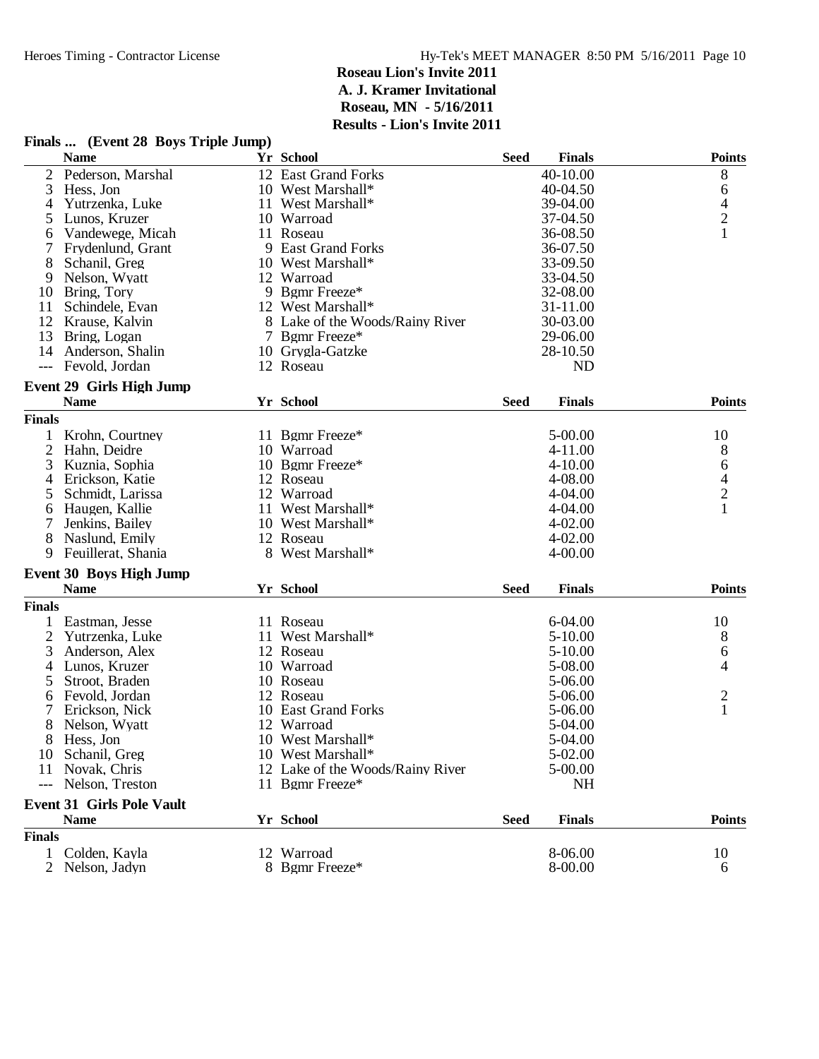# Roseau Lion's Invite 2011
## A. J. Kramer Invitational
## Roseau, MN - 5/16/2011
## Results - Lion's Invite 2011

### Finals ... (Event 28 Boys Triple Jump)

| | Name | Yr | School | Seed | Finals | Points |
|---|---|---|---|---|---|---|
| 2 | Pederson, Marshal | 12 | East Grand Forks | | 40-10.00 | 8 |
| 3 | Hess, Jon | 10 | West Marshall* | | 40-04.50 | 6 |
| 4 | Yutrzenka, Luke | 11 | West Marshall* | | 39-04.00 | 4 |
| 5 | Lunos, Kruzer | 10 | Warroad | | 37-04.50 | 2 |
| 6 | Vandewege, Micah | 11 | Roseau | | 36-08.50 | 1 |
| 7 | Frydenlund, Grant | 9 | East Grand Forks | | 36-07.50 | |
| 8 | Schanil, Greg | 10 | West Marshall* | | 33-09.50 | |
| 9 | Nelson, Wyatt | 12 | Warroad | | 33-04.50 | |
| 10 | Bring, Tory | 9 | Bgmr Freeze* | | 32-08.00 | |
| 11 | Schindele, Evan | 12 | West Marshall* | | 31-11.00 | |
| 12 | Krause, Kalvin | 8 | Lake of the Woods/Rainy River | | 30-03.00 | |
| 13 | Bring, Logan | 7 | Bgmr Freeze* | | 29-06.00 | |
| 14 | Anderson, Shalin | 10 | Grygla-Gatzke | | 28-10.50 | |
| --- | Fevold, Jordan | 12 | Roseau | | ND | |

### Event 29 Girls High Jump

| | Name | Yr | School | Seed | Finals | Points |
|---|---|---|---|---|---|---|
| **Finals** | | | | | | |
| 1 | Krohn, Courtney | 11 | Bgmr Freeze* | | 5-00.00 | 10 |
| 2 | Hahn, Deidre | 10 | Warroad | | 4-11.00 | 8 |
| 3 | Kuznia, Sophia | 10 | Bgmr Freeze* | | 4-10.00 | 6 |
| 4 | Erickson, Katie | 12 | Roseau | | 4-08.00 | 4 |
| 5 | Schmidt, Larissa | 12 | Warroad | | 4-04.00 | 2 |
| 6 | Haugen, Kallie | 11 | West Marshall* | | 4-04.00 | 1 |
| 7 | Jenkins, Bailey | 10 | West Marshall* | | 4-02.00 | |
| 8 | Naslund, Emily | 12 | Roseau | | 4-02.00 | |
| 9 | Feuillerat, Shania | 8 | West Marshall* | | 4-00.00 | |

### Event 30 Boys High Jump

| | Name | Yr | School | Seed | Finals | Points |
|---|---|---|---|---|---|---|
| **Finals** | | | | | | |
| 1 | Eastman, Jesse | 11 | Roseau | | 6-04.00 | 10 |
| 2 | Yutrzenka, Luke | 11 | West Marshall* | | 5-10.00 | 8 |
| 3 | Anderson, Alex | 12 | Roseau | | 5-10.00 | 6 |
| 4 | Lunos, Kruzer | 10 | Warroad | | 5-08.00 | 4 |
| 5 | Stroot, Braden | 10 | Roseau | | 5-06.00 | |
| 6 | Fevold, Jordan | 12 | Roseau | | 5-06.00 | 2 |
| 7 | Erickson, Nick | 10 | East Grand Forks | | 5-06.00 | 1 |
| 8 | Nelson, Wyatt | 12 | Warroad | | 5-04.00 | |
| 8 | Hess, Jon | 10 | West Marshall* | | 5-04.00 | |
| 10 | Schanil, Greg | 10 | West Marshall* | | 5-02.00 | |
| 11 | Novak, Chris | 12 | Lake of the Woods/Rainy River | | 5-00.00 | |
| --- | Nelson, Treston | 11 | Bgmr Freeze* | | NH | |

### Event 31 Girls Pole Vault

| | Name | Yr | School | Seed | Finals | Points |
|---|---|---|---|---|---|---|
| **Finals** | | | | | | |
| 1 | Colden, Kayla | 12 | Warroad | | 8-06.00 | 10 |
| 2 | Nelson, Jadyn | 8 | Bgmr Freeze* | | 8-00.00 | 6 |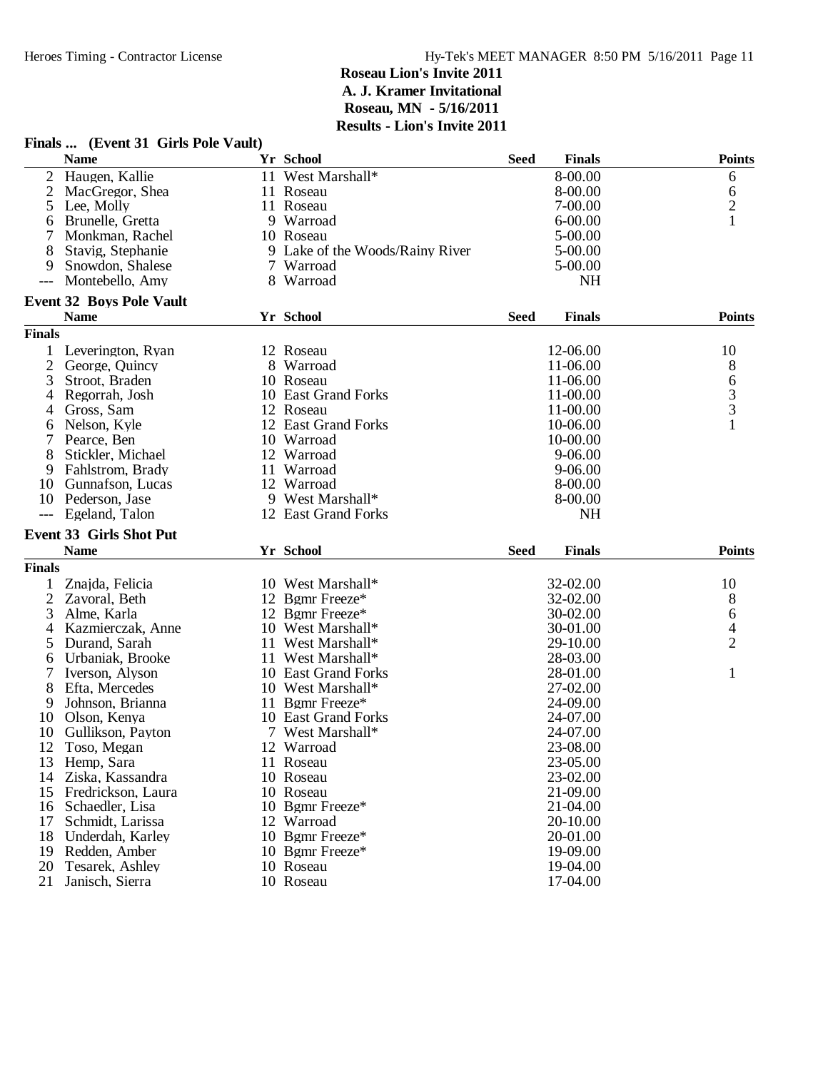# Roseau Lion's Invite 2011

## A. J. Kramer Invitational

## Roseau, MN - 5/16/2011

## Results - Lion's Invite 2011

### Finals ... (Event 31 Girls Pole Vault)

| | Name | Yr | School | Seed | Finals | Points |
|---|---|---|---|---|---|---|
| 2 | Haugen, Kallie | 11 | West Marshall* | | 8-00.00 | 6 |
| 2 | MacGregor, Shea | 11 | Roseau | | 8-00.00 | 6 |
| 5 | Lee, Molly | 11 | Roseau | | 7-00.00 | 2 |
| 6 | Brunelle, Gretta | 9 | Warroad | | 6-00.00 | 1 |
| 7 | Monkman, Rachel | 10 | Roseau | | 5-00.00 | |
| 8 | Stavig, Stephanie | 9 | Lake of the Woods/Rainy River | | 5-00.00 | |
| 9 | Snowdon, Shalese | 7 | Warroad | | 5-00.00 | |
| --- | Montebello, Amy | 8 | Warroad | | NH | |

### Event 32 Boys Pole Vault

| | Name | Yr | School | Seed | Finals | Points |
|---|---|---|---|---|---|---|
| **Finals** | | | | | | |
| 1 | Leverington, Ryan | 12 | Roseau | | 12-06.00 | 10 |
| 2 | George, Quincy | 8 | Warroad | | 11-06.00 | 8 |
| 3 | Stroot, Braden | 10 | Roseau | | 11-06.00 | 6 |
| 4 | Regorrah, Josh | 10 | East Grand Forks | | 11-00.00 | 3 |
| 4 | Gross, Sam | 12 | Roseau | | 11-00.00 | 3 |
| 6 | Nelson, Kyle | 12 | East Grand Forks | | 10-06.00 | 1 |
| 7 | Pearce, Ben | 10 | Warroad | | 10-00.00 | |
| 8 | Stickler, Michael | 12 | Warroad | | 9-06.00 | |
| 9 | Fahlstrom, Brady | 11 | Warroad | | 9-06.00 | |
| 10 | Gunnafson, Lucas | 12 | Warroad | | 8-00.00 | |
| 10 | Pederson, Jase | 9 | West Marshall* | | 8-00.00 | |
| --- | Egeland, Talon | 12 | East Grand Forks | | NH | |

### Event 33 Girls Shot Put

| | Name | Yr | School | Seed | Finals | Points |
|---|---|---|---|---|---|---|
| **Finals** | | | | | | |
| 1 | Znajda, Felicia | 10 | West Marshall* | | 32-02.00 | 10 |
| 2 | Zavoral, Beth | 12 | Bgmr Freeze* | | 32-02.00 | 8 |
| 3 | Alme, Karla | 12 | Bgmr Freeze* | | 30-02.00 | 6 |
| 4 | Kazmierczak, Anne | 10 | West Marshall* | | 30-01.00 | 4 |
| 5 | Durand, Sarah | 11 | West Marshall* | | 29-10.00 | 2 |
| 6 | Urbaniak, Brooke | 11 | West Marshall* | | 28-03.00 | |
| 7 | Iverson, Alyson | 10 | East Grand Forks | | 28-01.00 | 1 |
| 8 | Efta, Mercedes | 10 | West Marshall* | | 27-02.00 | |
| 9 | Johnson, Brianna | 11 | Bgmr Freeze* | | 24-09.00 | |
| 10 | Olson, Kenya | 10 | East Grand Forks | | 24-07.00 | |
| 10 | Gullikson, Payton | 7 | West Marshall* | | 24-07.00 | |
| 12 | Toso, Megan | 12 | Warroad | | 23-08.00 | |
| 13 | Hemp, Sara | 11 | Roseau | | 23-05.00 | |
| 14 | Ziska, Kassandra | 10 | Roseau | | 23-02.00 | |
| 15 | Fredrickson, Laura | 10 | Roseau | | 21-09.00 | |
| 16 | Schaedler, Lisa | 10 | Bgmr Freeze* | | 21-04.00 | |
| 17 | Schmidt, Larissa | 12 | Warroad | | 20-10.00 | |
| 18 | Underdah, Karley | 10 | Bgmr Freeze* | | 20-01.00 | |
| 19 | Redden, Amber | 10 | Bgmr Freeze* | | 19-09.00 | |
| 20 | Tesarek, Ashley | 10 | Roseau | | 19-04.00 | |
| 21 | Janisch, Sierra | 10 | Roseau | | 17-04.00 | |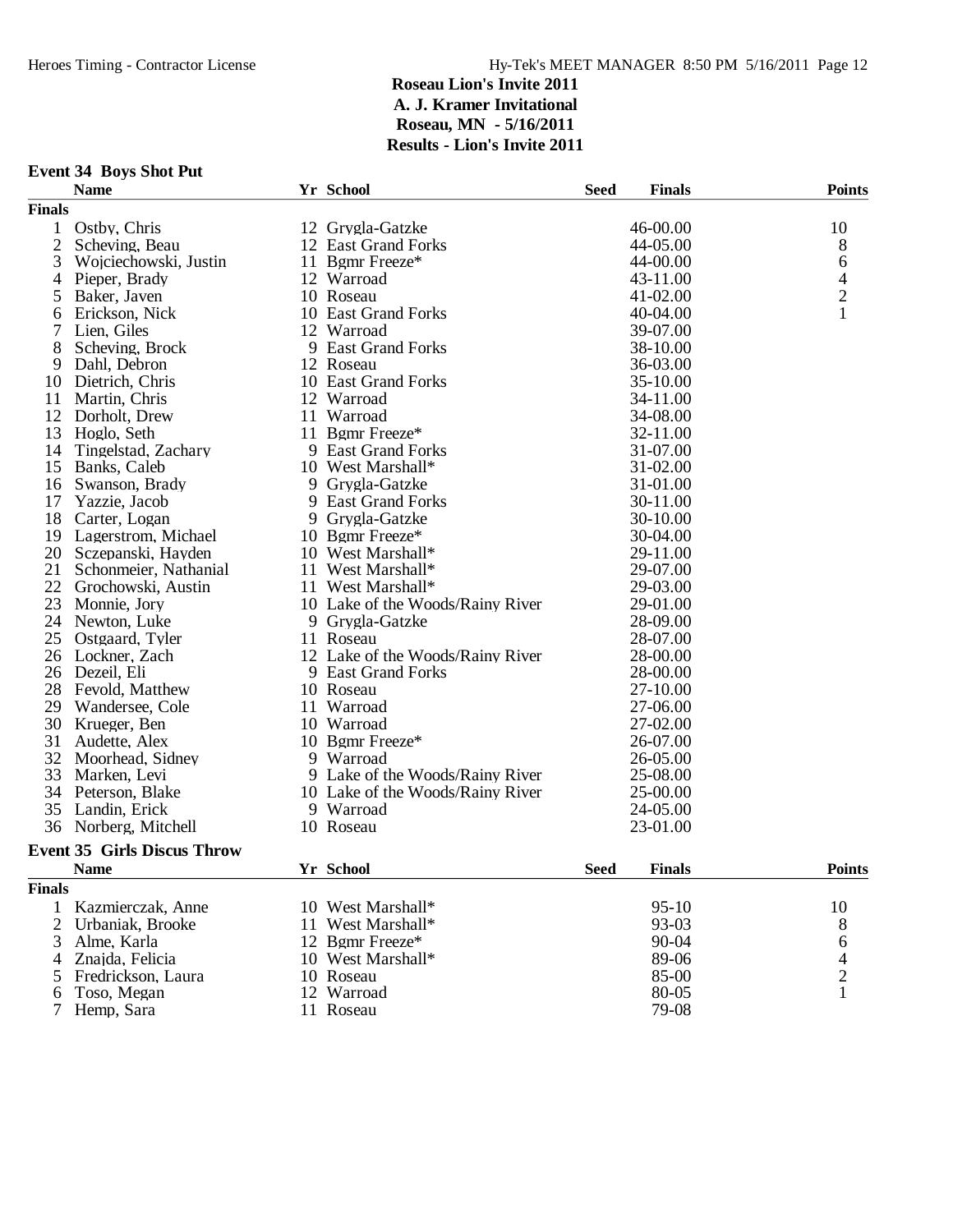# Roseau Lion's Invite 2011
## A. J. Kramer Invitational
## Roseau, MN - 5/16/2011
## Results - Lion's Invite 2011

### Event 34 Boys Shot Put

| | Name | Yr | School | Seed | Finals | Points |
|---|---|---|---|---|---|---|
| **Finals** | | | | | | |
| 1 | Ostby, Chris | 12 | Grygla-Gatzke | | 46-00.00 | 10 |
| 2 | Scheving, Beau | 12 | East Grand Forks | | 44-05.00 | 8 |
| 3 | Wojciechowski, Justin | 11 | Bgmr Freeze* | | 44-00.00 | 6 |
| 4 | Pieper, Brady | 12 | Warroad | | 43-11.00 | 4 |
| 5 | Baker, Javen | 10 | Roseau | | 41-02.00 | 2 |
| 6 | Erickson, Nick | 10 | East Grand Forks | | 40-04.00 | 1 |
| 7 | Lien, Giles | 12 | Warroad | | 39-07.00 | |
| 8 | Scheving, Brock | 9 | East Grand Forks | | 38-10.00 | |
| 9 | Dahl, Debron | 12 | Roseau | | 36-03.00 | |
| 10 | Dietrich, Chris | 10 | East Grand Forks | | 35-10.00 | |
| 11 | Martin, Chris | 12 | Warroad | | 34-11.00 | |
| 12 | Dorholt, Drew | 11 | Warroad | | 34-08.00 | |
| 13 | Hoglo, Seth | 11 | Bgmr Freeze* | | 32-11.00 | |
| 14 | Tingelstad, Zachary | 9 | East Grand Forks | | 31-07.00 | |
| 15 | Banks, Caleb | 10 | West Marshall* | | 31-02.00 | |
| 16 | Swanson, Brady | 9 | Grygla-Gatzke | | 31-01.00 | |
| 17 | Yazzie, Jacob | 9 | East Grand Forks | | 30-11.00 | |
| 18 | Carter, Logan | 9 | Grygla-Gatzke | | 30-10.00 | |
| 19 | Lagerstrom, Michael | 10 | Bgmr Freeze* | | 30-04.00 | |
| 20 | Sczepanski, Hayden | 10 | West Marshall* | | 29-11.00 | |
| 21 | Schonmeier, Nathanial | 11 | West Marshall* | | 29-07.00 | |
| 22 | Grochowski, Austin | 11 | West Marshall* | | 29-03.00 | |
| 23 | Monnie, Jory | 10 | Lake of the Woods/Rainy River | | 29-01.00 | |
| 24 | Newton, Luke | 9 | Grygla-Gatzke | | 28-09.00 | |
| 25 | Ostgaard, Tyler | 11 | Roseau | | 28-07.00 | |
| 26 | Lockner, Zach | 12 | Lake of the Woods/Rainy River | | 28-00.00 | |
| 26 | Dezeil, Eli | 9 | East Grand Forks | | 28-00.00 | |
| 28 | Fevold, Matthew | 10 | Roseau | | 27-10.00 | |
| 29 | Wandersee, Cole | 11 | Warroad | | 27-06.00 | |
| 30 | Krueger, Ben | 10 | Warroad | | 27-02.00 | |
| 31 | Audette, Alex | 10 | Bgmr Freeze* | | 26-07.00 | |
| 32 | Moorhead, Sidney | 9 | Warroad | | 26-05.00 | |
| 33 | Marken, Levi | 9 | Lake of the Woods/Rainy River | | 25-08.00 | |
| 34 | Peterson, Blake | 10 | Lake of the Woods/Rainy River | | 25-00.00 | |
| 35 | Landin, Erick | 9 | Warroad | | 24-05.00 | |
| 36 | Norberg, Mitchell | 10 | Roseau | | 23-01.00 | |

### Event 35 Girls Discus Throw

| | Name | Yr | School | Seed | Finals | Points |
|---|---|---|---|---|---|---|
| **Finals** | | | | | | |
| 1 | Kazmierczak, Anne | 10 | West Marshall* | | 95-10 | 10 |
| 2 | Urbaniak, Brooke | 11 | West Marshall* | | 93-03 | 8 |
| 3 | Alme, Karla | 12 | Bgmr Freeze* | | 90-04 | 6 |
| 4 | Znajda, Felicia | 10 | West Marshall* | | 89-06 | 4 |
| 5 | Fredrickson, Laura | 10 | Roseau | | 85-00 | 2 |
| 6 | Toso, Megan | 12 | Warroad | | 80-05 | 1 |
| 7 | Hemp, Sara | 11 | Roseau | | 79-08 | |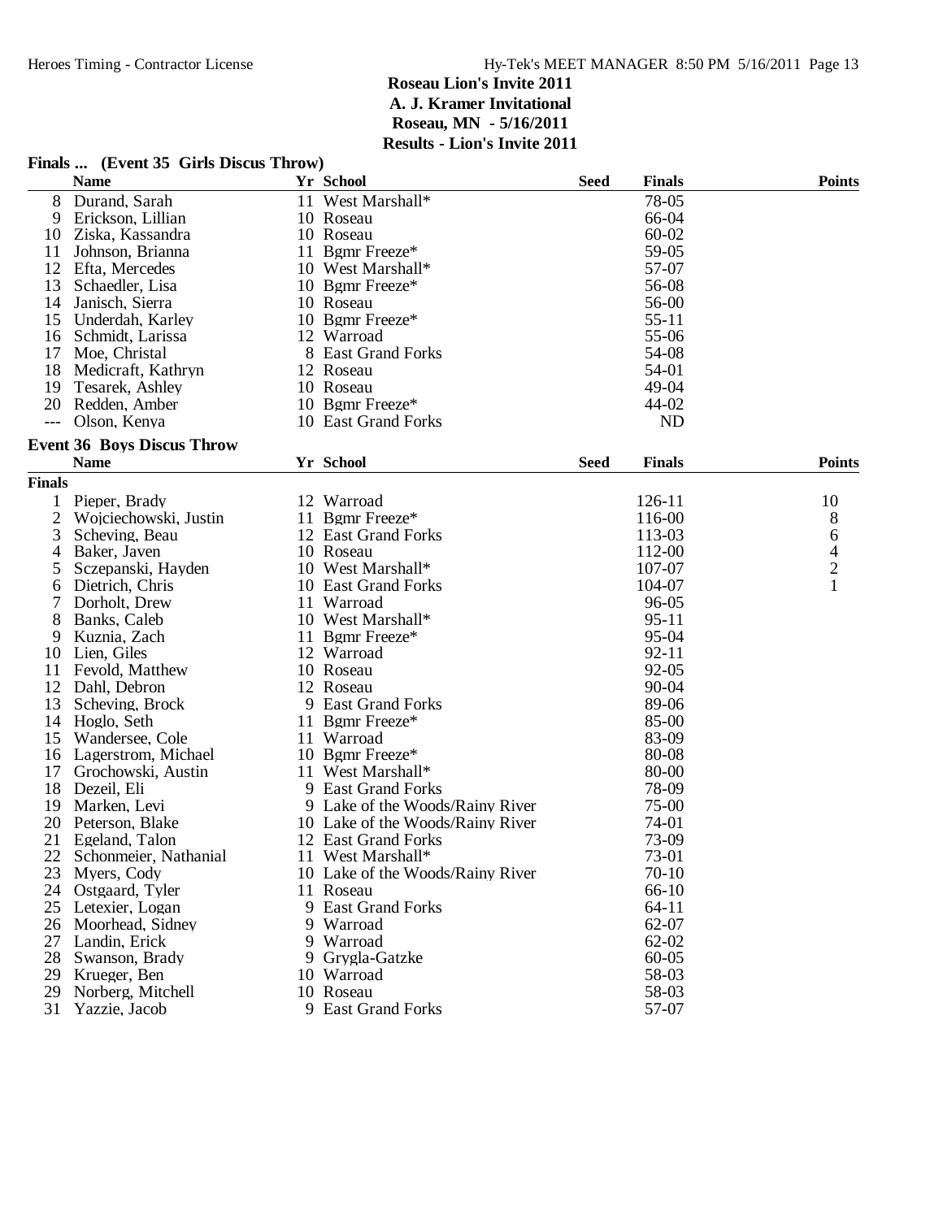**Roseau Lion's Invite 2011**
**A. J. Kramer Invitational**
**Roseau, MN - 5/16/2011**
**Results - Lion's Invite 2011**

## Finals ... (Event 35 Girls Discus Throw)

| | Name | Yr | School | Seed | Finals | Points |
|---|---|---|---|---|---|---|
| 8 | Durand, Sarah | 11 | West Marshall* | | 78-05 | |
| 9 | Erickson, Lillian | 10 | Roseau | | 66-04 | |
| 10 | Ziska, Kassandra | 10 | Roseau | | 60-02 | |
| 11 | Johnson, Brianna | 11 | Bgmr Freeze* | | 59-05 | |
| 12 | Efta, Mercedes | 10 | West Marshall* | | 57-07 | |
| 13 | Schaedler, Lisa | 10 | Bgmr Freeze* | | 56-08 | |
| 14 | Janisch, Sierra | 10 | Roseau | | 56-00 | |
| 15 | Underdah, Karley | 10 | Bgmr Freeze* | | 55-11 | |
| 16 | Schmidt, Larissa | 12 | Warroad | | 55-06 | |
| 17 | Moe, Christal | 8 | East Grand Forks | | 54-08 | |
| 18 | Medicraft, Kathryn | 12 | Roseau | | 54-01 | |
| 19 | Tesarek, Ashley | 10 | Roseau | | 49-04 | |
| 20 | Redden, Amber | 10 | Bgmr Freeze* | | 44-02 | |
| --- | Olson, Kenya | 10 | East Grand Forks | | ND | |

## Event 36 Boys Discus Throw

**Finals**

| | Name | Yr | School | Seed | Finals | Points |
|---|---|---|---|---|---|---|
| 1 | Pieper, Brady | 12 | Warroad | | 126-11 | 10 |
| 2 | Wojciechowski, Justin | 11 | Bgmr Freeze* | | 116-00 | 8 |
| 3 | Scheving, Beau | 12 | East Grand Forks | | 113-03 | 6 |
| 4 | Baker, Javen | 10 | Roseau | | 112-00 | 4 |
| 5 | Sczepanski, Hayden | 10 | West Marshall* | | 107-07 | 2 |
| 6 | Dietrich, Chris | 10 | East Grand Forks | | 104-07 | 1 |
| 7 | Dorholt, Drew | 11 | Warroad | | 96-05 | |
| 8 | Banks, Caleb | 10 | West Marshall* | | 95-11 | |
| 9 | Kuznia, Zach | 11 | Bgmr Freeze* | | 95-04 | |
| 10 | Lien, Giles | 12 | Warroad | | 92-11 | |
| 11 | Fevold, Matthew | 10 | Roseau | | 92-05 | |
| 12 | Dahl, Debron | 12 | Roseau | | 90-04 | |
| 13 | Scheving, Brock | 9 | East Grand Forks | | 89-06 | |
| 14 | Hoglo, Seth | 11 | Bgmr Freeze* | | 85-00 | |
| 15 | Wandersee, Cole | 11 | Warroad | | 83-09 | |
| 16 | Lagerstrom, Michael | 10 | Bgmr Freeze* | | 80-08 | |
| 17 | Grochowski, Austin | 11 | West Marshall* | | 80-00 | |
| 18 | Dezeil, Eli | 9 | East Grand Forks | | 78-09 | |
| 19 | Marken, Levi | 9 | Lake of the Woods/Rainy River | | 75-00 | |
| 20 | Peterson, Blake | 10 | Lake of the Woods/Rainy River | | 74-01 | |
| 21 | Egeland, Talon | 12 | East Grand Forks | | 73-09 | |
| 22 | Schonmeier, Nathanial | 11 | West Marshall* | | 73-01 | |
| 23 | Myers, Cody | 10 | Lake of the Woods/Rainy River | | 70-10 | |
| 24 | Ostgaard, Tyler | 11 | Roseau | | 66-10 | |
| 25 | Letexier, Logan | 9 | East Grand Forks | | 64-11 | |
| 26 | Moorhead, Sidney | 9 | Warroad | | 62-07 | |
| 27 | Landin, Erick | 9 | Warroad | | 62-02 | |
| 28 | Swanson, Brady | 9 | Grygla-Gatzke | | 60-05 | |
| 29 | Krueger, Ben | 10 | Warroad | | 58-03 | |
| 29 | Norberg, Mitchell | 10 | Roseau | | 58-03 | |
| 31 | Yazzie, Jacob | 9 | East Grand Forks | | 57-07 | |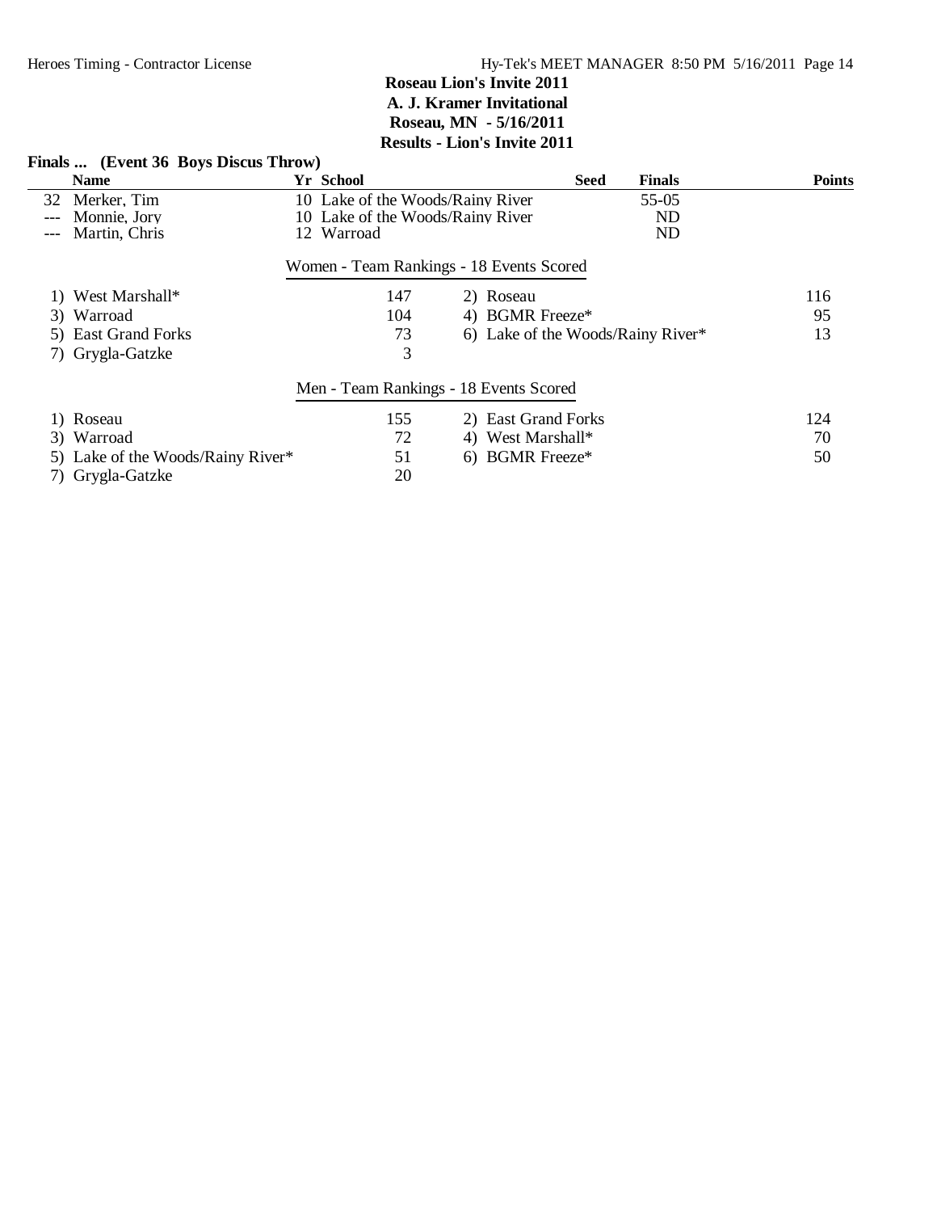**Roseau Lion's Invite 2011**
**A. J. Kramer Invitational**
**Roseau, MN - 5/16/2011**
**Results - Lion's Invite 2011**

### Finals ... (Event 36 Boys Discus Throw)

| | Name | Yr | School | Seed | Finals | Points |
|---|---|---|---|---|---|---|
| 32 | Merker, Tim | 10 | Lake of the Woods/Rainy River | | 55-05 | |
| --- | Monnie, Jory | 10 | Lake of the Woods/Rainy River | | ND | |
| --- | Martin, Chris | 12 | Warroad | | ND | |

### Women - Team Rankings - 18 Events Scored

| | | | | | |
|---|---|---|---|---|---|
| 1) | West Marshall* | 147 | 2) | Roseau | 116 |
| 3) | Warroad | 104 | 4) | BGMR Freeze* | 95 |
| 5) | East Grand Forks | 73 | 6) | Lake of the Woods/Rainy River* | 13 |
| 7) | Grygla-Gatzke | 3 | | | |

### Men - Team Rankings - 18 Events Scored

| | | | | | |
|---|---|---|---|---|---|
| 1) | Roseau | 155 | 2) | East Grand Forks | 124 |
| 3) | Warroad | 72 | 4) | West Marshall* | 70 |
| 5) | Lake of the Woods/Rainy River* | 51 | 6) | BGMR Freeze* | 50 |
| 7) | Grygla-Gatzke | 20 | | | |